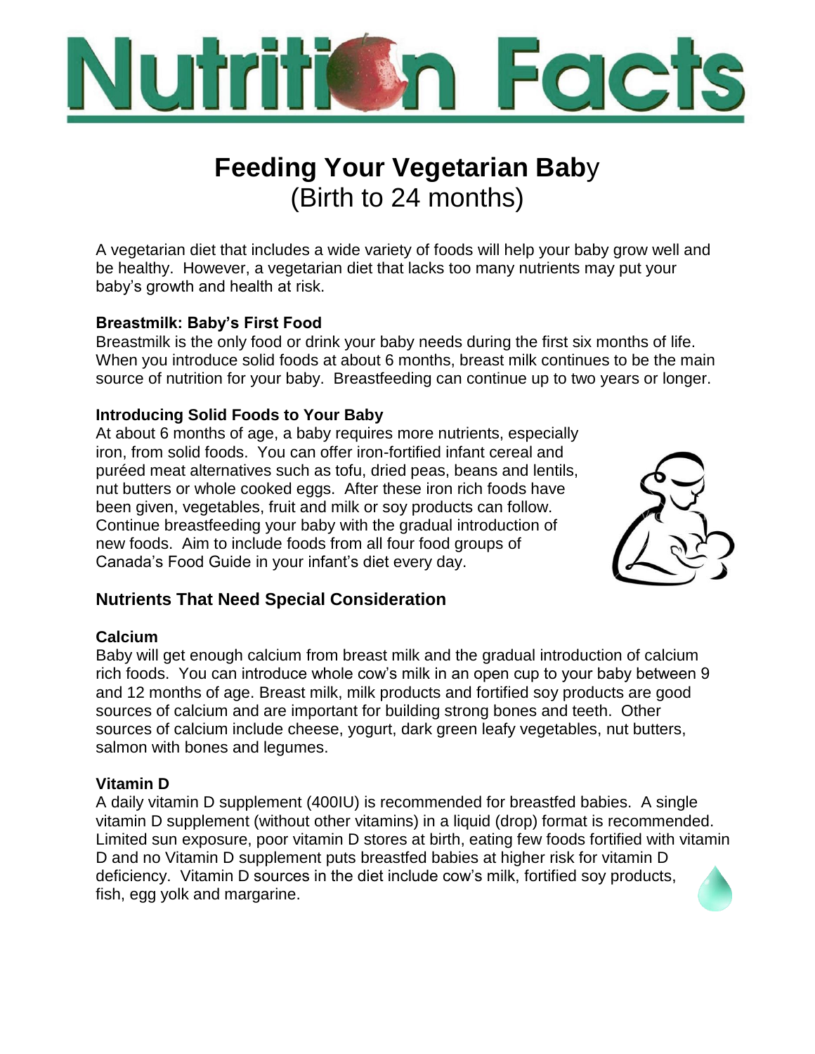# Nutrition Facts

## Feeding Your Vegetarian Baby
(Birth to 24 months)

A vegetarian diet that includes a wide variety of foods will help your baby grow well and be healthy. However, a vegetarian diet that lacks too many nutrients may put your baby's growth and health at risk.

**Breastmilk: Baby's First Food**

Breastmilk is the only food or drink your baby needs during the first six months of life. When you introduce solid foods at about 6 months, breast milk continues to be the main source of nutrition for your baby. Breastfeeding can continue up to two years or longer.

**Introducing Solid Foods to Your Baby**

At about 6 months of age, a baby requires more nutrients, especially iron, from solid foods. You can offer iron-fortified infant cereal and puréed meat alternatives such as tofu, dried peas, beans and lentils, nut butters or whole cooked eggs. After these iron rich foods have been given, vegetables, fruit and milk or soy products can follow. Continue breastfeeding your baby with the gradual introduction of new foods. Aim to include foods from all four food groups of Canada's Food Guide in your infant's diet every day.

### Nutrients That Need Special Consideration

**Calcium**

Baby will get enough calcium from breast milk and the gradual introduction of calcium rich foods. You can introduce whole cow's milk in an open cup to your baby between 9 and 12 months of age. Breast milk, milk products and fortified soy products are good sources of calcium and are important for building strong bones and teeth. Other sources of calcium include cheese, yogurt, dark green leafy vegetables, nut butters, salmon with bones and legumes.

**Vitamin D**

A daily vitamin D supplement (400IU) is recommended for breastfed babies. A single vitamin D supplement (without other vitamins) in a liquid (drop) format is recommended. Limited sun exposure, poor vitamin D stores at birth, eating few foods fortified with vitamin D and no Vitamin D supplement puts breastfed babies at higher risk for vitamin D deficiency. Vitamin D sources in the diet include cow's milk, fortified soy products, fish, egg yolk and margarine.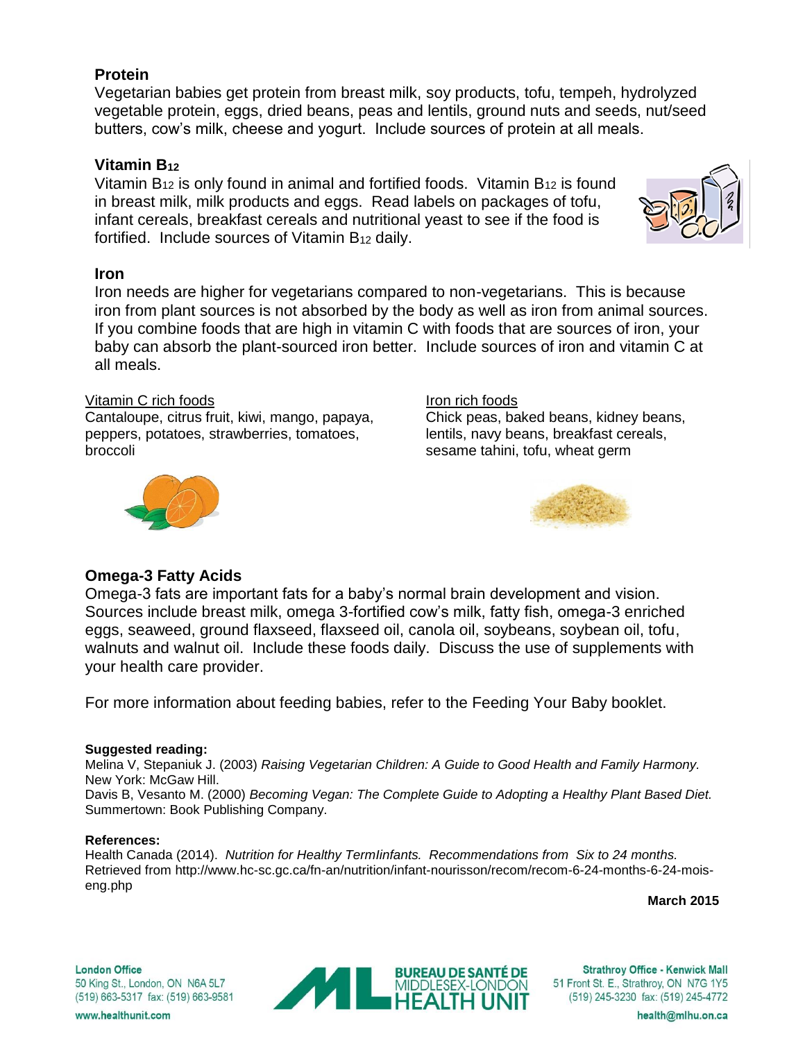## Protein

Vegetarian babies get protein from breast milk, soy products, tofu, tempeh, hydrolyzed vegetable protein, eggs, dried beans, peas and lentils, ground nuts and seeds, nut/seed butters, cow's milk, cheese and yogurt. Include sources of protein at all meals.

## Vitamin $B_{12}$

Vitamin $B_{12}$ is only found in animal and fortified foods. Vitamin $B_{12}$ is found in breast milk, milk products and eggs. Read labels on packages of tofu, infant cereals, breakfast cereals and nutritional yeast to see if the food is fortified. Include sources of Vitamin $B_{12}$ daily.

## Iron

Iron needs are higher for vegetarians compared to non-vegetarians. This is because iron from plant sources is not absorbed by the body as well as iron from animal sources. If you combine foods that are high in vitamin C with foods that are sources of iron, your baby can absorb the plant-sourced iron better. Include sources of iron and vitamin C at all meals.

Vitamin C rich foods

Cantaloupe, citrus fruit, kiwi, mango, papaya, peppers, potatoes, strawberries, tomatoes, broccoli

Iron rich foods

Chick peas, baked beans, kidney beans, lentils, navy beans, breakfast cereals, sesame tahini, tofu, wheat germ

## Omega-3 Fatty Acids

Omega-3 fats are important fats for a baby's normal brain development and vision. Sources include breast milk, omega 3-fortified cow's milk, fatty fish, omega-3 enriched eggs, seaweed, ground flaxseed, flaxseed oil, canola oil, soybeans, soybean oil, tofu, walnuts and walnut oil. Include these foods daily. Discuss the use of supplements with your health care provider.

For more information about feeding babies, refer to the Feeding Your Baby booklet.

**Suggested reading:**

Melina V, Stepaniuk J. (2003) *Raising Vegetarian Children: A Guide to Good Health and Family Harmony.* New York: McGaw Hill.

Davis B, Vesanto M. (2000) *Becoming Vegan: The Complete Guide to Adopting a Healthy Plant Based Diet.* Summertown: Book Publishing Company.

**References:**

Health Canada (2014). *Nutrition for Healthy TermIinfants. Recommendations from Six to 24 months.* Retrieved from http://www.hc-sc.gc.ca/fn-an/nutrition/infant-nourisson/recom/recom-6-24-months-6-24-mois-eng.php

**March 2015**

**London Office**
50 King St., London, ON N6A 5L7
(519) 663-5317 fax: (519) 663-9581
www.healthunit.com

BUREAU DE SANTÉ DE MIDDLESEX-LONDON HEALTH UNIT

**Strathroy Office - Kenwick Mall**
51 Front St. E., Strathroy, ON N7G 1Y5
(519) 245-3230 fax: (519) 245-4772
health@mlhu.on.ca